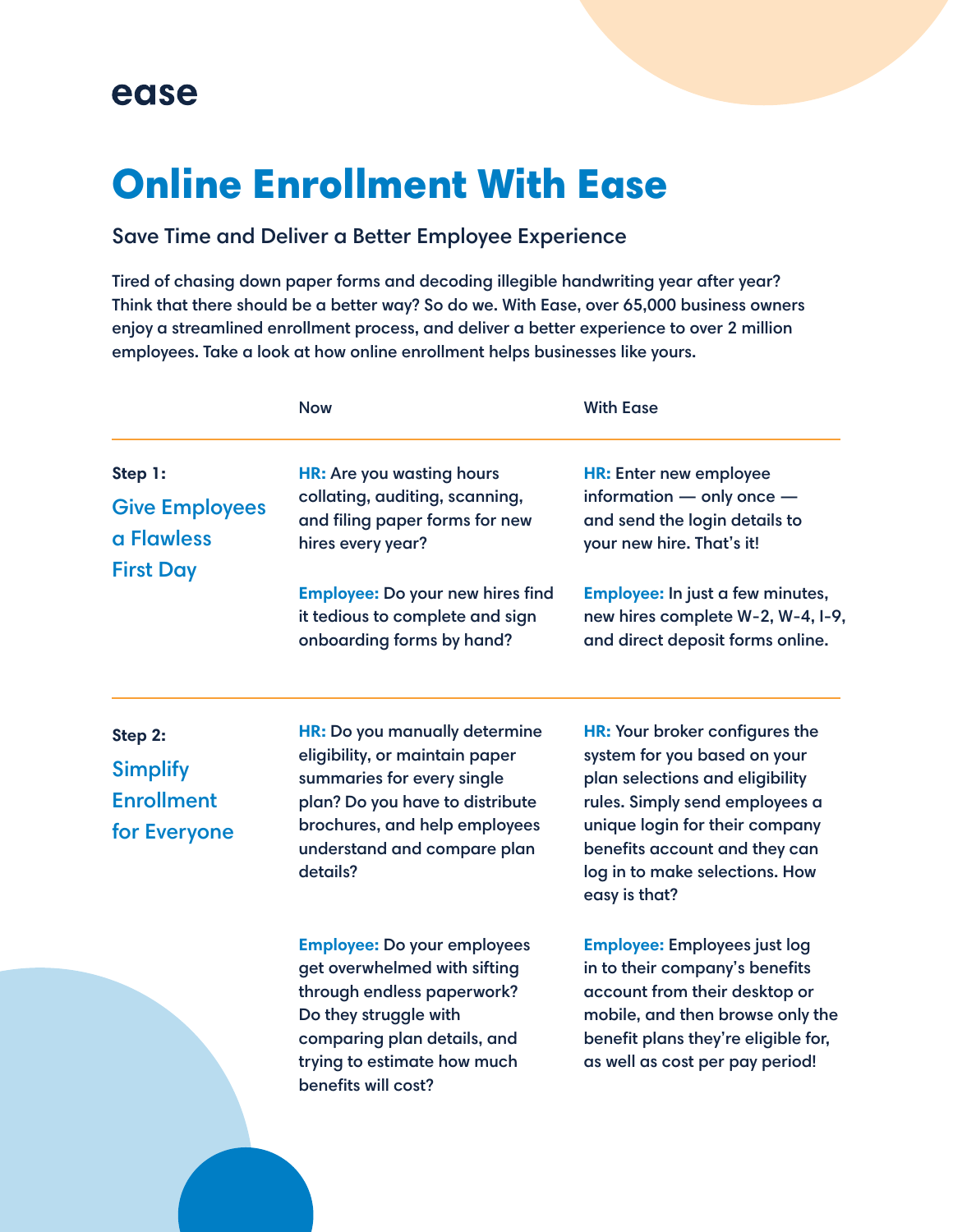ease

# Online Enrollment With Ease

## Save Time and Deliver a Better Employee Experience

Tired of chasing down paper forms and decoding illegible handwriting year after year? Think that there should be a better way? So do we. With Ease, over 65,000 business owners enjoy a streamlined enrollment process, and deliver a better experience to over 2 million employees. Take a look at how online enrollment helps businesses like yours.

| | Now | With Ease |
|---|---|---|
| **Step 1:** Give Employees a Flawless First Day | **HR:** Are you wasting hours collating, auditing, scanning, and filing paper forms for new hires every year? | **HR:** Enter new employee information — only once — and send the login details to your new hire. That's it! |
| | **Employee:** Do your new hires find it tedious to complete and sign onboarding forms by hand? | **Employee:** In just a few minutes, new hires complete W-2, W-4, I-9, and direct deposit forms online. |
| **Step 2:** Simplify Enrollment for Everyone | **HR:** Do you manually determine eligibility, or maintain paper summaries for every single plan? Do you have to distribute brochures, and help employees understand and compare plan details? | **HR:** Your broker configures the system for you based on your plan selections and eligibility rules. Simply send employees a unique login for their company benefits account and they can log in to make selections. How easy is that? |
| | **Employee:** Do your employees get overwhelmed with sifting through endless paperwork? Do they struggle with comparing plan details, and trying to estimate how much benefits will cost? | **Employee:** Employees just log in to their company's benefits account from their desktop or mobile, and then browse only the benefit plans they're eligible for, as well as cost per pay period! |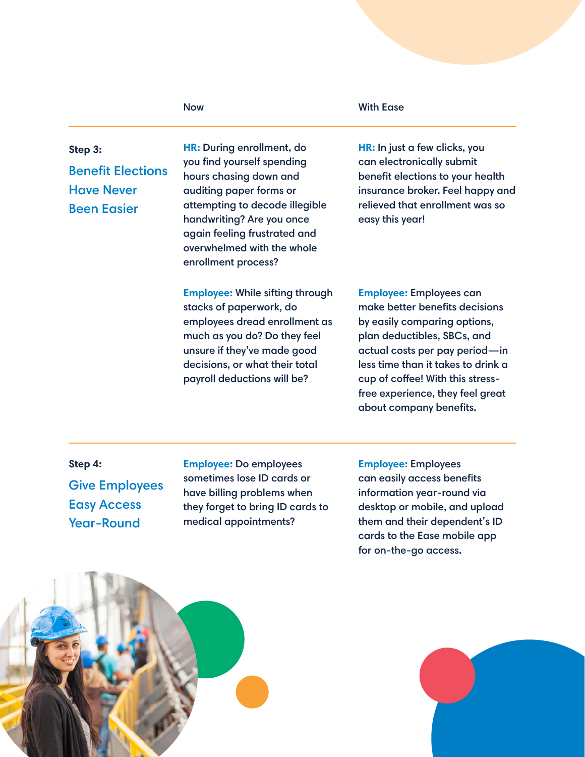| | Now | With Ease |
|---|---|---|
| **Step 3:** Benefit Elections Have Never Been Easier | **HR:** During enrollment, do you find yourself spending hours chasing down and auditing paper forms or attempting to decode illegible handwriting? Are you once again feeling frustrated and overwhelmed with the whole enrollment process? | **HR:** In just a few clicks, you can electronically submit benefit elections to your health insurance broker. Feel happy and relieved that enrollment was so easy this year! |
| | **Employee:** While sifting through stacks of paperwork, do employees dread enrollment as much as you do? Do they feel unsure if they've made good decisions, or what their total payroll deductions will be? | **Employee:** Employees can make better benefits decisions by easily comparing options, plan deductibles, SBCs, and actual costs per pay period—in less time than it takes to drink a cup of coffee! With this stress-free experience, they feel great about company benefits. |
| **Step 4:** Give Employees Easy Access Year-Round | **Employee:** Do employees sometimes lose ID cards or have billing problems when they forget to bring ID cards to medical appointments? | **Employee:** Employees can easily access benefits information year-round via desktop or mobile, and upload them and their dependent's ID cards to the Ease mobile app for on-the-go access. |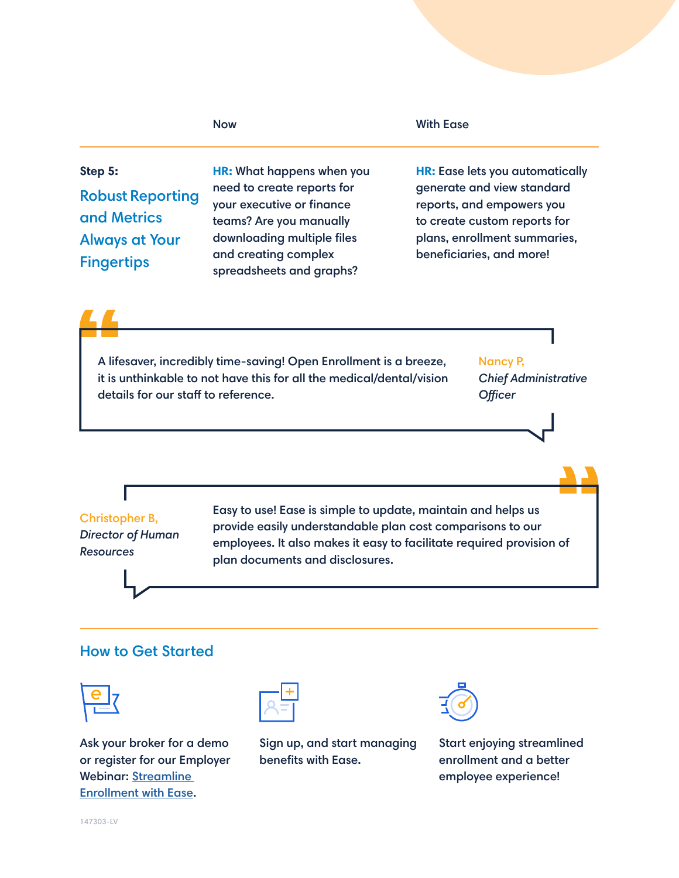| | Now | With Ease |
|---|---|---|
| **Step 5:** Robust Reporting and Metrics Always at Your Fingertips | **HR:** What happens when you need to create reports for your executive or finance teams? Are you manually downloading multiple files and creating complex spreadsheets and graphs? | **HR:** Ease lets you automatically generate and view standard reports, and empowers you to create custom reports for plans, enrollment summaries, beneficiaries, and more! |

> A lifesaver, incredibly time-saving! Open Enrollment is a breeze, it is unthinkable to not have this for all the medical/dental/vision details for our staff to reference.
>
> Nancy P, *Chief Administrative Officer*

> Easy to use! Ease is simple to update, maintain and helps us provide easily understandable plan cost comparisons to our employees. It also makes it easy to facilitate required provision of plan documents and disclosures.
>
> Christopher B, *Director of Human Resources*

## How to Get Started

Ask your broker for a demo or register for our Employer Webinar: Streamline Enrollment with Ease.

Sign up, and start managing benefits with Ease.

Start enjoying streamlined enrollment and a better employee experience!

147303-LV